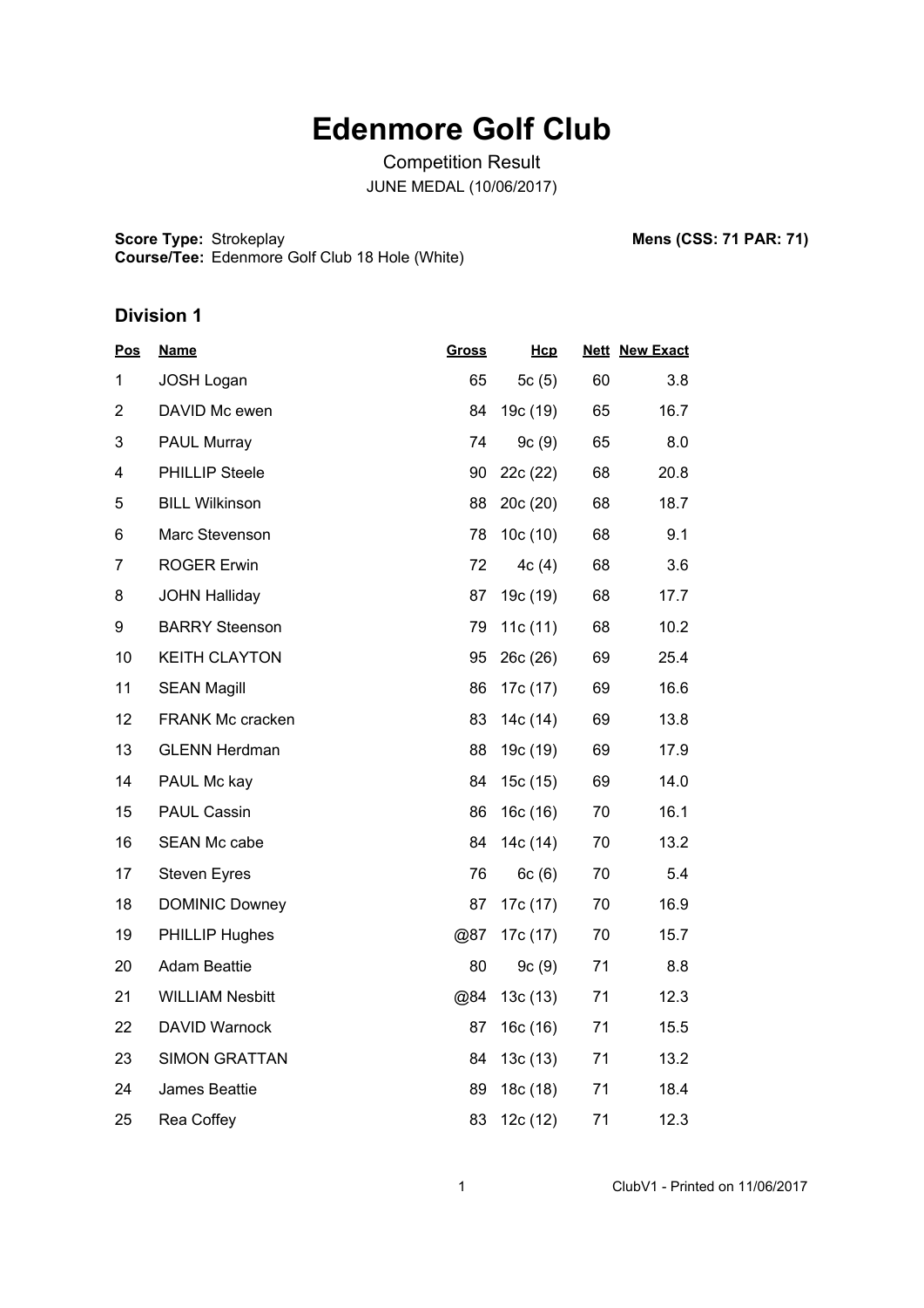# Edenmore Golf Club

Competition Result

JUNE MEDAL (10/06/2017)

**Score Type:** Strokeplay
**Course/Tee:** Edenmore Golf Club 18 Hole (White)

**Mens (CSS: 71 PAR: 71)**

## Division 1

| Pos | Name | Gross | Hcp | Nett | New Exact |
|---|---|---|---|---|---|
| 1 | JOSH Logan | 65 | 5c (5) | 60 | 3.8 |
| 2 | DAVID Mc ewen | 84 | 19c (19) | 65 | 16.7 |
| 3 | PAUL Murray | 74 | 9c (9) | 65 | 8.0 |
| 4 | PHILLIP Steele | 90 | 22c (22) | 68 | 20.8 |
| 5 | BILL Wilkinson | 88 | 20c (20) | 68 | 18.7 |
| 6 | Marc Stevenson | 78 | 10c (10) | 68 | 9.1 |
| 7 | ROGER Erwin | 72 | 4c (4) | 68 | 3.6 |
| 8 | JOHN Halliday | 87 | 19c (19) | 68 | 17.7 |
| 9 | BARRY Steenson | 79 | 11c (11) | 68 | 10.2 |
| 10 | KEITH CLAYTON | 95 | 26c (26) | 69 | 25.4 |
| 11 | SEAN Magill | 86 | 17c (17) | 69 | 16.6 |
| 12 | FRANK Mc cracken | 83 | 14c (14) | 69 | 13.8 |
| 13 | GLENN Herdman | 88 | 19c (19) | 69 | 17.9 |
| 14 | PAUL Mc kay | 84 | 15c (15) | 69 | 14.0 |
| 15 | PAUL Cassin | 86 | 16c (16) | 70 | 16.1 |
| 16 | SEAN Mc cabe | 84 | 14c (14) | 70 | 13.2 |
| 17 | Steven Eyres | 76 | 6c (6) | 70 | 5.4 |
| 18 | DOMINIC Downey | 87 | 17c (17) | 70 | 16.9 |
| 19 | PHILLIP Hughes | @87 | 17c (17) | 70 | 15.7 |
| 20 | Adam Beattie | 80 | 9c (9) | 71 | 8.8 |
| 21 | WILLIAM Nesbitt | @84 | 13c (13) | 71 | 12.3 |
| 22 | DAVID Warnock | 87 | 16c (16) | 71 | 15.5 |
| 23 | SIMON GRATTAN | 84 | 13c (13) | 71 | 13.2 |
| 24 | James Beattie | 89 | 18c (18) | 71 | 18.4 |
| 25 | Rea Coffey | 83 | 12c (12) | 71 | 12.3 |

ClubV1 - Printed on 11/06/2017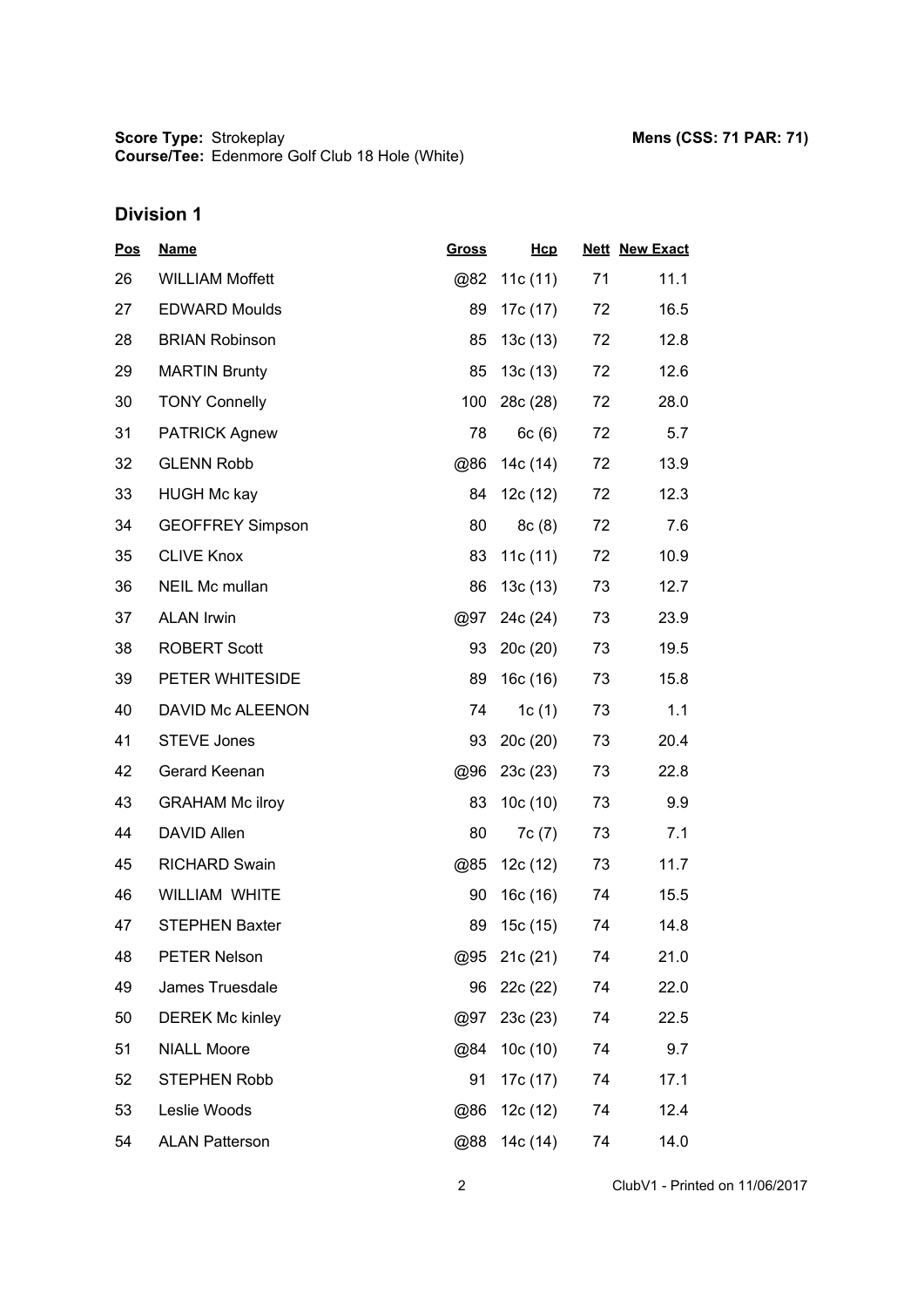**Score Type:** Strokeplay **Mens (CSS: 71 PAR: 71)**
**Course/Tee:** Edenmore Golf Club 18 Hole (White)

## Division 1

| Pos | Name | Gross | Hcp | Nett | New Exact |
|---|---|---|---|---|---|
| 26 | WILLIAM Moffett | @82 | 11c (11) | 71 | 11.1 |
| 27 | EDWARD Moulds | 89 | 17c (17) | 72 | 16.5 |
| 28 | BRIAN Robinson | 85 | 13c (13) | 72 | 12.8 |
| 29 | MARTIN Brunty | 85 | 13c (13) | 72 | 12.6 |
| 30 | TONY Connelly | 100 | 28c (28) | 72 | 28.0 |
| 31 | PATRICK Agnew | 78 | 6c (6) | 72 | 5.7 |
| 32 | GLENN Robb | @86 | 14c (14) | 72 | 13.9 |
| 33 | HUGH Mc kay | 84 | 12c (12) | 72 | 12.3 |
| 34 | GEOFFREY Simpson | 80 | 8c (8) | 72 | 7.6 |
| 35 | CLIVE Knox | 83 | 11c (11) | 72 | 10.9 |
| 36 | NEIL Mc mullan | 86 | 13c (13) | 73 | 12.7 |
| 37 | ALAN Irwin | @97 | 24c (24) | 73 | 23.9 |
| 38 | ROBERT Scott | 93 | 20c (20) | 73 | 19.5 |
| 39 | PETER WHITESIDE | 89 | 16c (16) | 73 | 15.8 |
| 40 | DAVID Mc ALEENON | 74 | 1c (1) | 73 | 1.1 |
| 41 | STEVE Jones | 93 | 20c (20) | 73 | 20.4 |
| 42 | Gerard Keenan | @96 | 23c (23) | 73 | 22.8 |
| 43 | GRAHAM Mc ilroy | 83 | 10c (10) | 73 | 9.9 |
| 44 | DAVID Allen | 80 | 7c (7) | 73 | 7.1 |
| 45 | RICHARD Swain | @85 | 12c (12) | 73 | 11.7 |
| 46 | WILLIAM WHITE | 90 | 16c (16) | 74 | 15.5 |
| 47 | STEPHEN Baxter | 89 | 15c (15) | 74 | 14.8 |
| 48 | PETER Nelson | @95 | 21c (21) | 74 | 21.0 |
| 49 | James Truesdale | 96 | 22c (22) | 74 | 22.0 |
| 50 | DEREK Mc kinley | @97 | 23c (23) | 74 | 22.5 |
| 51 | NIALL Moore | @84 | 10c (10) | 74 | 9.7 |
| 52 | STEPHEN Robb | 91 | 17c (17) | 74 | 17.1 |
| 53 | Leslie Woods | @86 | 12c (12) | 74 | 12.4 |
| 54 | ALAN Patterson | @88 | 14c (14) | 74 | 14.0 |

ClubV1 - Printed on 11/06/2017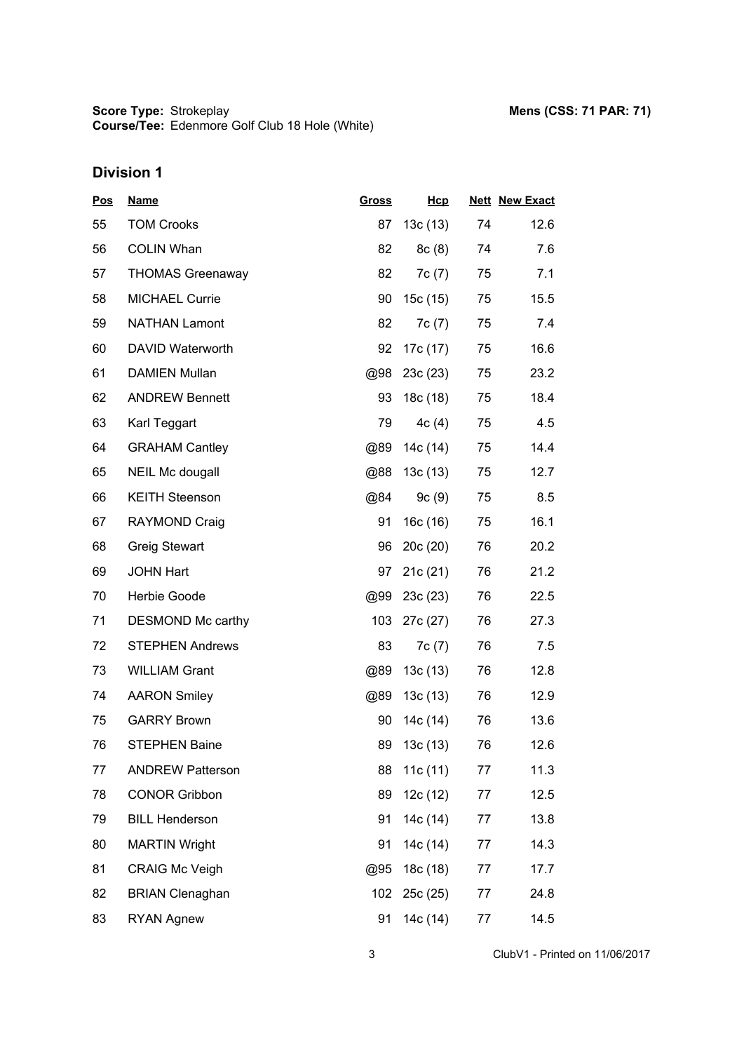**Score Type:** Strokeplay
**Course/Tee:** Edenmore Golf Club 18 Hole (White)

**Mens (CSS: 71 PAR: 71)**

## Division 1

| Pos | Name | Gross | Hcp | Nett | New Exact |
|---|---|---|---|---|---|
| 55 | TOM Crooks | 87 | 13c (13) | 74 | 12.6 |
| 56 | COLIN Whan | 82 | 8c (8) | 74 | 7.6 |
| 57 | THOMAS Greenaway | 82 | 7c (7) | 75 | 7.1 |
| 58 | MICHAEL Currie | 90 | 15c (15) | 75 | 15.5 |
| 59 | NATHAN Lamont | 82 | 7c (7) | 75 | 7.4 |
| 60 | DAVID Waterworth | 92 | 17c (17) | 75 | 16.6 |
| 61 | DAMIEN Mullan | @98 | 23c (23) | 75 | 23.2 |
| 62 | ANDREW Bennett | 93 | 18c (18) | 75 | 18.4 |
| 63 | Karl Teggart | 79 | 4c (4) | 75 | 4.5 |
| 64 | GRAHAM Cantley | @89 | 14c (14) | 75 | 14.4 |
| 65 | NEIL Mc dougall | @88 | 13c (13) | 75 | 12.7 |
| 66 | KEITH Steenson | @84 | 9c (9) | 75 | 8.5 |
| 67 | RAYMOND Craig | 91 | 16c (16) | 75 | 16.1 |
| 68 | Greig Stewart | 96 | 20c (20) | 76 | 20.2 |
| 69 | JOHN Hart | 97 | 21c (21) | 76 | 21.2 |
| 70 | Herbie Goode | @99 | 23c (23) | 76 | 22.5 |
| 71 | DESMOND Mc carthy | 103 | 27c (27) | 76 | 27.3 |
| 72 | STEPHEN Andrews | 83 | 7c (7) | 76 | 7.5 |
| 73 | WILLIAM Grant | @89 | 13c (13) | 76 | 12.8 |
| 74 | AARON Smiley | @89 | 13c (13) | 76 | 12.9 |
| 75 | GARRY Brown | 90 | 14c (14) | 76 | 13.6 |
| 76 | STEPHEN Baine | 89 | 13c (13) | 76 | 12.6 |
| 77 | ANDREW Patterson | 88 | 11c (11) | 77 | 11.3 |
| 78 | CONOR Gribbon | 89 | 12c (12) | 77 | 12.5 |
| 79 | BILL Henderson | 91 | 14c (14) | 77 | 13.8 |
| 80 | MARTIN Wright | 91 | 14c (14) | 77 | 14.3 |
| 81 | CRAIG Mc Veigh | @95 | 18c (18) | 77 | 17.7 |
| 82 | BRIAN Clenaghan | 102 | 25c (25) | 77 | 24.8 |
| 83 | RYAN Agnew | 91 | 14c (14) | 77 | 14.5 |

ClubV1 - Printed on 11/06/2017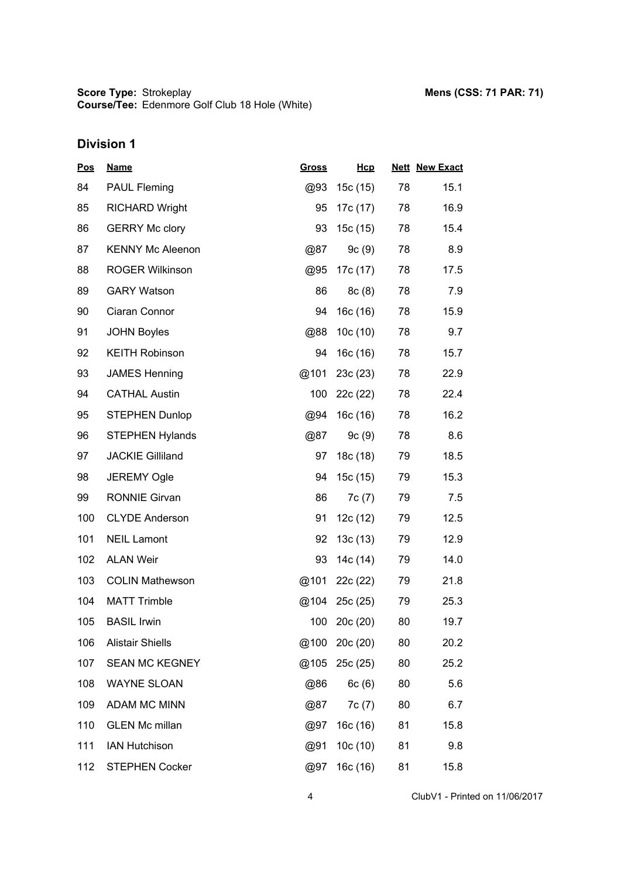**Score Type:** Strokeplay

**Course/Tee:** Edenmore Golf Club 18 Hole (White)

**Mens (CSS: 71 PAR: 71)**

## Division 1

| Pos | Name | Gross | Hcp | Nett | New Exact |
|---|---|---|---|---|---|
| 84 | PAUL Fleming | @93 | 15c (15) | 78 | 15.1 |
| 85 | RICHARD Wright | 95 | 17c (17) | 78 | 16.9 |
| 86 | GERRY Mc clory | 93 | 15c (15) | 78 | 15.4 |
| 87 | KENNY Mc Aleenon | @87 | 9c (9) | 78 | 8.9 |
| 88 | ROGER Wilkinson | @95 | 17c (17) | 78 | 17.5 |
| 89 | GARY Watson | 86 | 8c (8) | 78 | 7.9 |
| 90 | Ciaran Connor | 94 | 16c (16) | 78 | 15.9 |
| 91 | JOHN Boyles | @88 | 10c (10) | 78 | 9.7 |
| 92 | KEITH Robinson | 94 | 16c (16) | 78 | 15.7 |
| 93 | JAMES Henning | @101 | 23c (23) | 78 | 22.9 |
| 94 | CATHAL Austin | 100 | 22c (22) | 78 | 22.4 |
| 95 | STEPHEN Dunlop | @94 | 16c (16) | 78 | 16.2 |
| 96 | STEPHEN Hylands | @87 | 9c (9) | 78 | 8.6 |
| 97 | JACKIE Gilliland | 97 | 18c (18) | 79 | 18.5 |
| 98 | JEREMY Ogle | 94 | 15c (15) | 79 | 15.3 |
| 99 | RONNIE Girvan | 86 | 7c (7) | 79 | 7.5 |
| 100 | CLYDE Anderson | 91 | 12c (12) | 79 | 12.5 |
| 101 | NEIL Lamont | 92 | 13c (13) | 79 | 12.9 |
| 102 | ALAN Weir | 93 | 14c (14) | 79 | 14.0 |
| 103 | COLIN Mathewson | @101 | 22c (22) | 79 | 21.8 |
| 104 | MATT Trimble | @104 | 25c (25) | 79 | 25.3 |
| 105 | BASIL Irwin | 100 | 20c (20) | 80 | 19.7 |
| 106 | Alistair Shiells | @100 | 20c (20) | 80 | 20.2 |
| 107 | SEAN MC KEGNEY | @105 | 25c (25) | 80 | 25.2 |
| 108 | WAYNE SLOAN | @86 | 6c (6) | 80 | 5.6 |
| 109 | ADAM MC MINN | @87 | 7c (7) | 80 | 6.7 |
| 110 | GLEN Mc millan | @97 | 16c (16) | 81 | 15.8 |
| 111 | IAN Hutchison | @91 | 10c (10) | 81 | 9.8 |
| 112 | STEPHEN Cocker | @97 | 16c (16) | 81 | 15.8 |

ClubV1 - Printed on 11/06/2017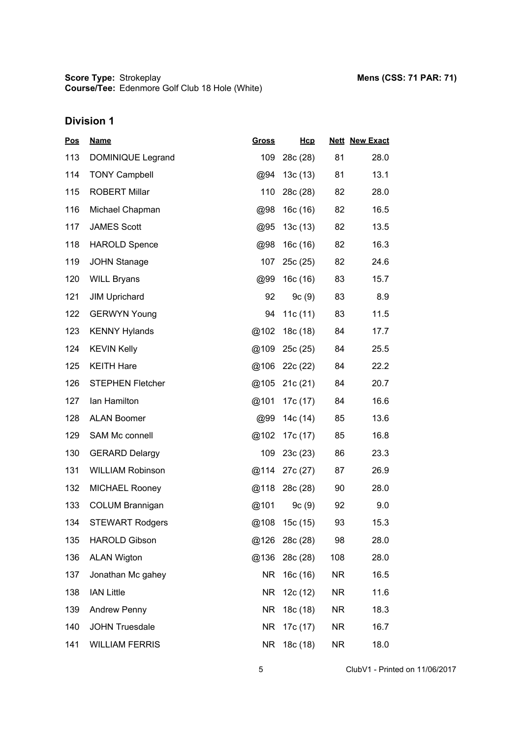**Score Type:** Strokeplay
**Course/Tee:** Edenmore Golf Club 18 Hole (White)

**Mens (CSS: 71 PAR: 71)**

## Division 1

| Pos | Name | Gross | Hcp | Nett | New Exact |
|---|---|---|---|---|---|
| 113 | DOMINIQUE Legrand | 109 | 28c (28) | 81 | 28.0 |
| 114 | TONY Campbell | @94 | 13c (13) | 81 | 13.1 |
| 115 | ROBERT Millar | 110 | 28c (28) | 82 | 28.0 |
| 116 | Michael Chapman | @98 | 16c (16) | 82 | 16.5 |
| 117 | JAMES Scott | @95 | 13c (13) | 82 | 13.5 |
| 118 | HAROLD Spence | @98 | 16c (16) | 82 | 16.3 |
| 119 | JOHN Stanage | 107 | 25c (25) | 82 | 24.6 |
| 120 | WILL Bryans | @99 | 16c (16) | 83 | 15.7 |
| 121 | JIM Uprichard | 92 | 9c (9) | 83 | 8.9 |
| 122 | GERWYN Young | 94 | 11c (11) | 83 | 11.5 |
| 123 | KENNY Hylands | @102 | 18c (18) | 84 | 17.7 |
| 124 | KEVIN Kelly | @109 | 25c (25) | 84 | 25.5 |
| 125 | KEITH Hare | @106 | 22c (22) | 84 | 22.2 |
| 126 | STEPHEN Fletcher | @105 | 21c (21) | 84 | 20.7 |
| 127 | Ian Hamilton | @101 | 17c (17) | 84 | 16.6 |
| 128 | ALAN Boomer | @99 | 14c (14) | 85 | 13.6 |
| 129 | SAM Mc connell | @102 | 17c (17) | 85 | 16.8 |
| 130 | GERARD Delargy | 109 | 23c (23) | 86 | 23.3 |
| 131 | WILLIAM Robinson | @114 | 27c (27) | 87 | 26.9 |
| 132 | MICHAEL Rooney | @118 | 28c (28) | 90 | 28.0 |
| 133 | COLUM Brannigan | @101 | 9c (9) | 92 | 9.0 |
| 134 | STEWART Rodgers | @108 | 15c (15) | 93 | 15.3 |
| 135 | HAROLD Gibson | @126 | 28c (28) | 98 | 28.0 |
| 136 | ALAN Wigton | @136 | 28c (28) | 108 | 28.0 |
| 137 | Jonathan Mc gahey | NR | 16c (16) | NR | 16.5 |
| 138 | IAN Little | NR | 12c (12) | NR | 11.6 |
| 139 | Andrew Penny | NR | 18c (18) | NR | 18.3 |
| 140 | JOHN Truesdale | NR | 17c (17) | NR | 16.7 |
| 141 | WILLIAM FERRIS | NR | 18c (18) | NR | 18.0 |

ClubV1 - Printed on 11/06/2017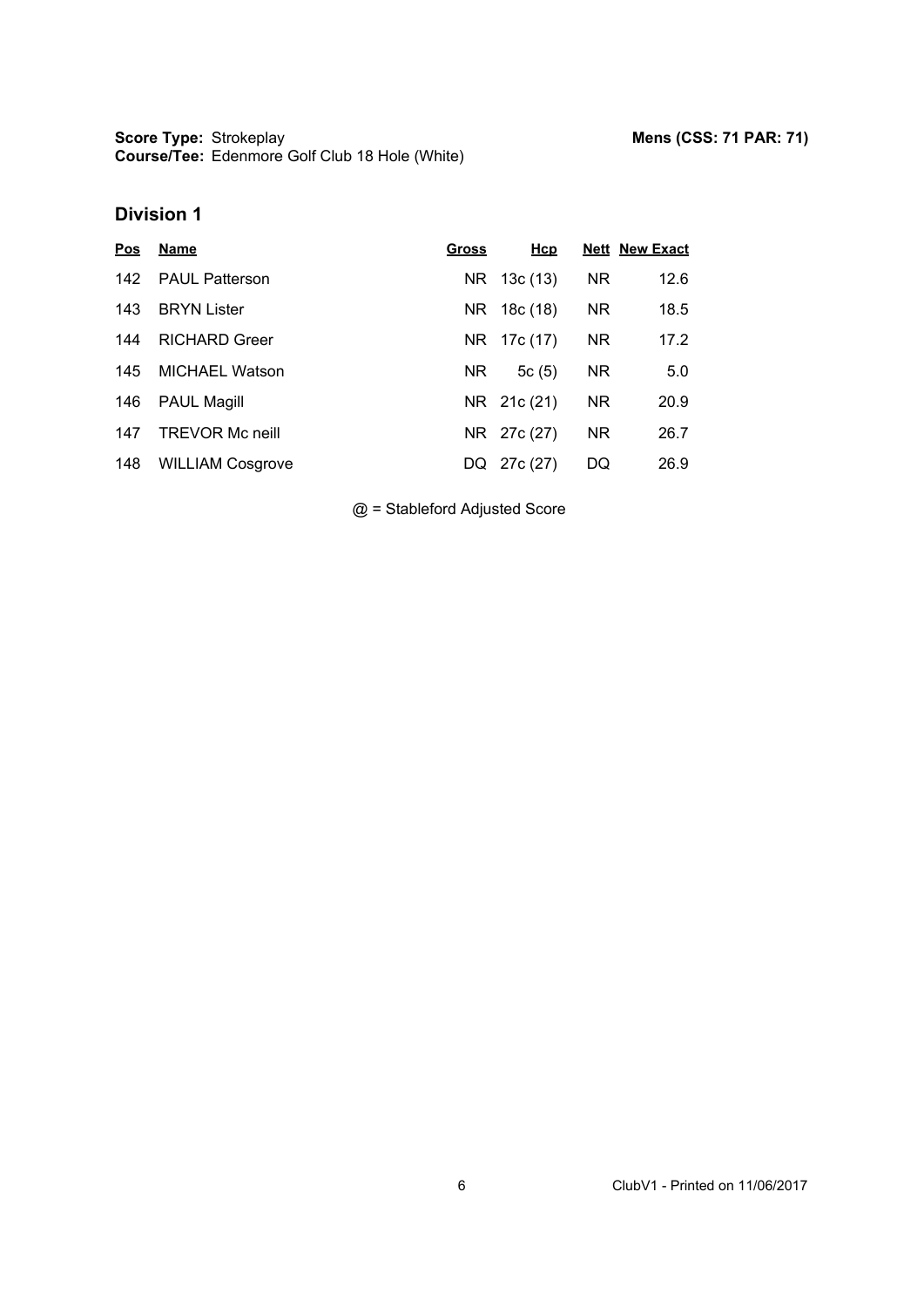**Score Type:** Strokeplay
**Course/Tee:** Edenmore Golf Club 18 Hole (White)

**Mens (CSS: 71 PAR: 71)**

## Division 1

| Pos | Name | Gross | Hcp | Nett | New Exact |
|---|---|---|---|---|---|
| 142 | PAUL Patterson | NR | 13c (13) | NR | 12.6 |
| 143 | BRYN Lister | NR | 18c (18) | NR | 18.5 |
| 144 | RICHARD Greer | NR | 17c (17) | NR | 17.2 |
| 145 | MICHAEL Watson | NR | 5c (5) | NR | 5.0 |
| 146 | PAUL Magill | NR | 21c (21) | NR | 20.9 |
| 147 | TREVOR Mc neill | NR | 27c (27) | NR | 26.7 |
| 148 | WILLIAM Cosgrove | DQ | 27c (27) | DQ | 26.9 |

@ = Stableford Adjusted Score

ClubV1 - Printed on 11/06/2017